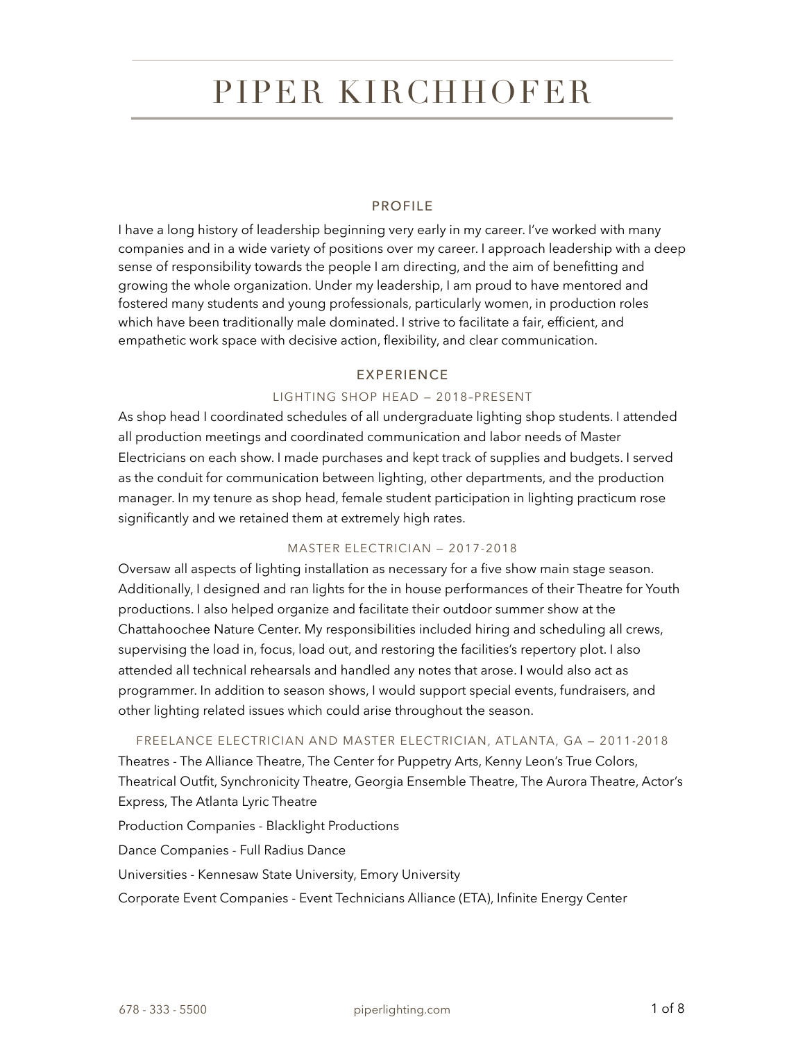# PIPER KIRCHHOFER

## PROFILE

I have a long history of leadership beginning very early in my career. I've worked with many companies and in a wide variety of positions over my career. I approach leadership with a deep sense of responsibility towards the people I am directing, and the aim of benefitting and growing the whole organization. Under my leadership, I am proud to have mentored and fostered many students and young professionals, particularly women, in production roles which have been traditionally male dominated. I strive to facilitate a fair, efficient, and empathetic work space with decisive action, flexibility, and clear communication.

## EXPERIENCE

### LIGHTING SHOP HEAD — 2018–PRESENT

As shop head I coordinated schedules of all undergraduate lighting shop students. I attended all production meetings and coordinated communication and labor needs of Master Electricians on each show. I made purchases and kept track of supplies and budgets. I served as the conduit for communication between lighting, other departments, and the production manager. In my tenure as shop head, female student participation in lighting practicum rose significantly and we retained them at extremely high rates.

### MASTER ELECTRICIAN — 2017-2018

Oversaw all aspects of lighting installation as necessary for a five show main stage season. Additionally, I designed and ran lights for the in house performances of their Theatre for Youth productions. I also helped organize and facilitate their outdoor summer show at the Chattahoochee Nature Center. My responsibilities included hiring and scheduling all crews, supervising the load in, focus, load out, and restoring the facilities's repertory plot. I also attended all technical rehearsals and handled any notes that arose. I would also act as programmer. In addition to season shows, I would support special events, fundraisers, and other lighting related issues which could arise throughout the season.

### FREELANCE ELECTRICIAN AND MASTER ELECTRICIAN, ATLANTA, GA — 2011-2018

Theatres - The Alliance Theatre, The Center for Puppetry Arts, Kenny Leon's True Colors, Theatrical Outfit, Synchronicity Theatre, Georgia Ensemble Theatre, The Aurora Theatre, Actor's Express, The Atlanta Lyric Theatre

Production Companies - Blacklight Productions

Dance Companies - Full Radius Dance

Universities - Kennesaw State University, Emory University

Corporate Event Companies - Event Technicians Alliance (ETA), Infinite Energy Center

678 - 333 - 5500 piperlighting.com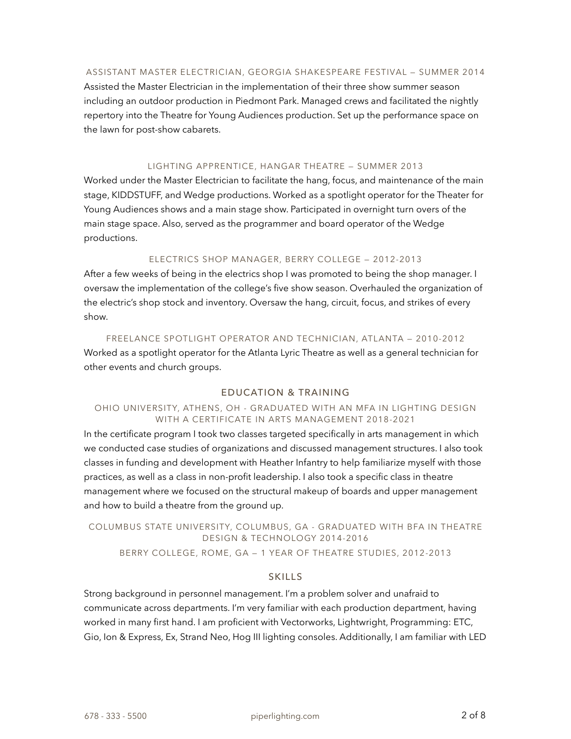### ASSISTANT MASTER ELECTRICIAN, GEORGIA SHAKESPEARE FESTIVAL — SUMMER 2014

Assisted the Master Electrician in the implementation of their three show summer season including an outdoor production in Piedmont Park. Managed crews and facilitated the nightly repertory into the Theatre for Young Audiences production. Set up the performance space on the lawn for post-show cabarets.

### LIGHTING APPRENTICE, HANGAR THEATRE — SUMMER 2013

Worked under the Master Electrician to facilitate the hang, focus, and maintenance of the main stage, KIDDSTUFF, and Wedge productions. Worked as a spotlight operator for the Theater for Young Audiences shows and a main stage show. Participated in overnight turn overs of the main stage space. Also, served as the programmer and board operator of the Wedge productions.

### ELECTRICS SHOP MANAGER, BERRY COLLEGE — 2012-2013

After a few weeks of being in the electrics shop I was promoted to being the shop manager. I oversaw the implementation of the college's five show season. Overhauled the organization of the electric's shop stock and inventory. Oversaw the hang, circuit, focus, and strikes of every show.

### FREELANCE SPOTLIGHT OPERATOR AND TECHNICIAN, ATLANTA — 2010-2012

Worked as a spotlight operator for the Atlanta Lyric Theatre as well as a general technician for other events and church groups.

## EDUCATION & TRAINING

### OHIO UNIVERSITY, ATHENS, OH - GRADUATED WITH AN MFA IN LIGHTING DESIGN WITH A CERTIFICATE IN ARTS MANAGEMENT 2018-2021

In the certificate program I took two classes targeted specifically in arts management in which we conducted case studies of organizations and discussed management structures. I also took classes in funding and development with Heather Infantry to help familiarize myself with those practices, as well as a class in non-profit leadership. I also took a specific class in theatre management where we focused on the structural makeup of boards and upper management and how to build a theatre from the ground up.

### COLUMBUS STATE UNIVERSITY, COLUMBUS, GA - GRADUATED WITH BFA IN THEATRE DESIGN & TECHNOLOGY 2014-2016

### BERRY COLLEGE, ROME, GA — 1 YEAR OF THEATRE STUDIES, 2012-2013

## SKILLS

Strong background in personnel management. I'm a problem solver and unafraid to communicate across departments. I'm very familiar with each production department, having worked in many first hand. I am proficient with Vectorworks, Lightwright, Programming: ETC, Gio, Ion & Express, Ex, Strand Neo, Hog III lighting consoles. Additionally, I am familiar with LED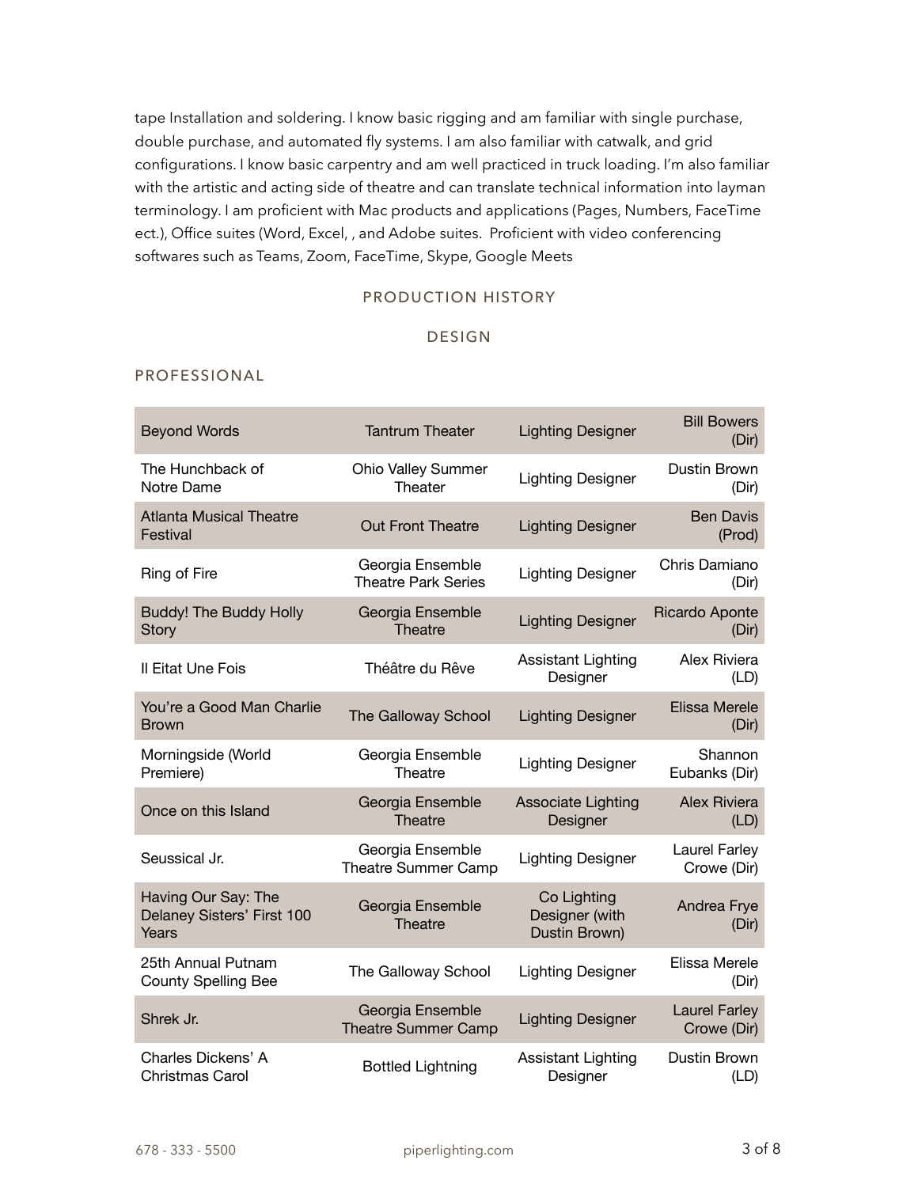tape Installation and soldering. I know basic rigging and am familiar with single purchase, double purchase, and automated fly systems. I am also familiar with catwalk, and grid configurations. I know basic carpentry and am well practiced in truck loading. I'm also familiar with the artistic and acting side of theatre and can translate technical information into layman terminology. I am proficient with Mac products and applications (Pages, Numbers, FaceTime ect.), Office suites (Word, Excel, , and Adobe suites. Proficient with video conferencing softwares such as Teams, Zoom, FaceTime, Skype, Google Meets

## PRODUCTION HISTORY

### DESIGN

#### PROFESSIONAL

| | | | |
|---|---|---|---|
| Beyond Words | Tantrum Theater | Lighting Designer | Bill Bowers (Dir) |
| The Hunchback of Notre Dame | Ohio Valley Summer Theater | Lighting Designer | Dustin Brown (Dir) |
| Atlanta Musical Theatre Festival | Out Front Theatre | Lighting Designer | Ben Davis (Prod) |
| Ring of Fire | Georgia Ensemble Theatre Park Series | Lighting Designer | Chris Damiano (Dir) |
| Buddy! The Buddy Holly Story | Georgia Ensemble Theatre | Lighting Designer | Ricardo Aponte (Dir) |
| Il Eitat Une Fois | Théâtre du Rêve | Assistant Lighting Designer | Alex Riviera (LD) |
| You're a Good Man Charlie Brown | The Galloway School | Lighting Designer | Elissa Merele (Dir) |
| Morningside (World Premiere) | Georgia Ensemble Theatre | Lighting Designer | Shannon Eubanks (Dir) |
| Once on this Island | Georgia Ensemble Theatre | Associate Lighting Designer | Alex Riviera (LD) |
| Seussical Jr. | Georgia Ensemble Theatre Summer Camp | Lighting Designer | Laurel Farley Crowe (Dir) |
| Having Our Say: The Delaney Sisters' First 100 Years | Georgia Ensemble Theatre | Co Lighting Designer (with Dustin Brown) | Andrea Frye (Dir) |
| 25th Annual Putnam County Spelling Bee | The Galloway School | Lighting Designer | Elissa Merele (Dir) |
| Shrek Jr. | Georgia Ensemble Theatre Summer Camp | Lighting Designer | Laurel Farley Crowe (Dir) |
| Charles Dickens' A Christmas Carol | Bottled Lightning | Assistant Lighting Designer | Dustin Brown (LD) |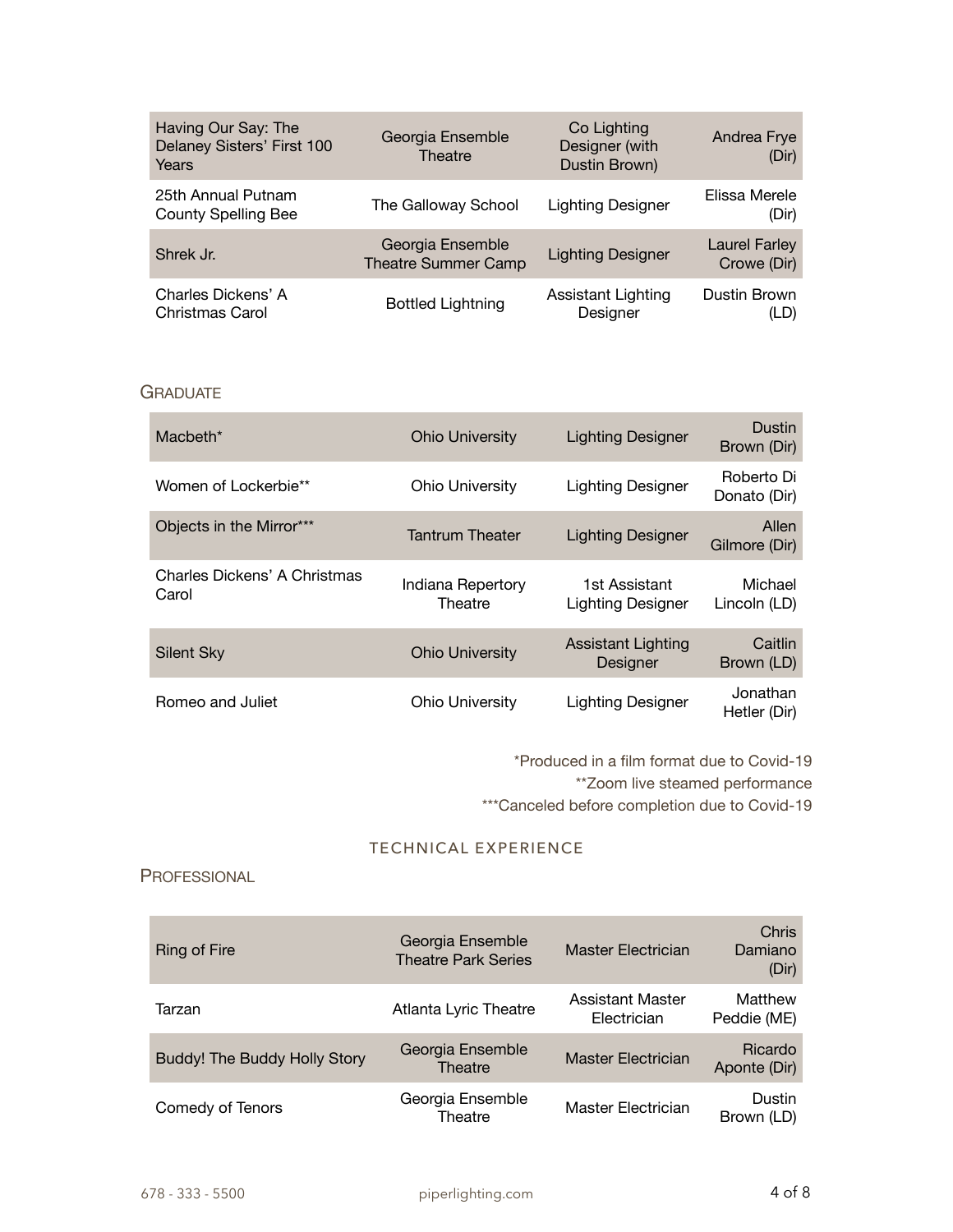| | | | |
|---|---|---|---|
| Having Our Say: The Delaney Sisters' First 100 Years | Georgia Ensemble Theatre | Co Lighting Designer (with Dustin Brown) | Andrea Frye (Dir) |
| 25th Annual Putnam County Spelling Bee | The Galloway School | Lighting Designer | Elissa Merele (Dir) |
| Shrek Jr. | Georgia Ensemble Theatre Summer Camp | Lighting Designer | Laurel Farley Crowe (Dir) |
| Charles Dickens' A Christmas Carol | Bottled Lightning | Assistant Lighting Designer | Dustin Brown (LD) |

## Graduate

| | | | |
|---|---|---|---|
| Macbeth* | Ohio University | Lighting Designer | Dustin Brown (Dir) |
| Women of Lockerbie** | Ohio University | Lighting Designer | Roberto Di Donato (Dir) |
| Objects in the Mirror*** | Tantrum Theater | Lighting Designer | Allen Gilmore (Dir) |
| Charles Dickens' A Christmas Carol | Indiana Repertory Theatre | 1st Assistant Lighting Designer | Michael Lincoln (LD) |
| Silent Sky | Ohio University | Assistant Lighting Designer | Caitlin Brown (LD) |
| Romeo and Juliet | Ohio University | Lighting Designer | Jonathan Hetler (Dir) |

*Produced in a film format due to Covid-19
**Zoom live steamed performance
***Canceled before completion due to Covid-19

# TECHNICAL EXPERIENCE

## Professional

| | | | |
|---|---|---|---|
| Ring of Fire | Georgia Ensemble Theatre Park Series | Master Electrician | Chris Damiano (Dir) |
| Tarzan | Atlanta Lyric Theatre | Assistant Master Electrician | Matthew Peddie (ME) |
| Buddy! The Buddy Holly Story | Georgia Ensemble Theatre | Master Electrician | Ricardo Aponte (Dir) |
| Comedy of Tenors | Georgia Ensemble Theatre | Master Electrician | Dustin Brown (LD) |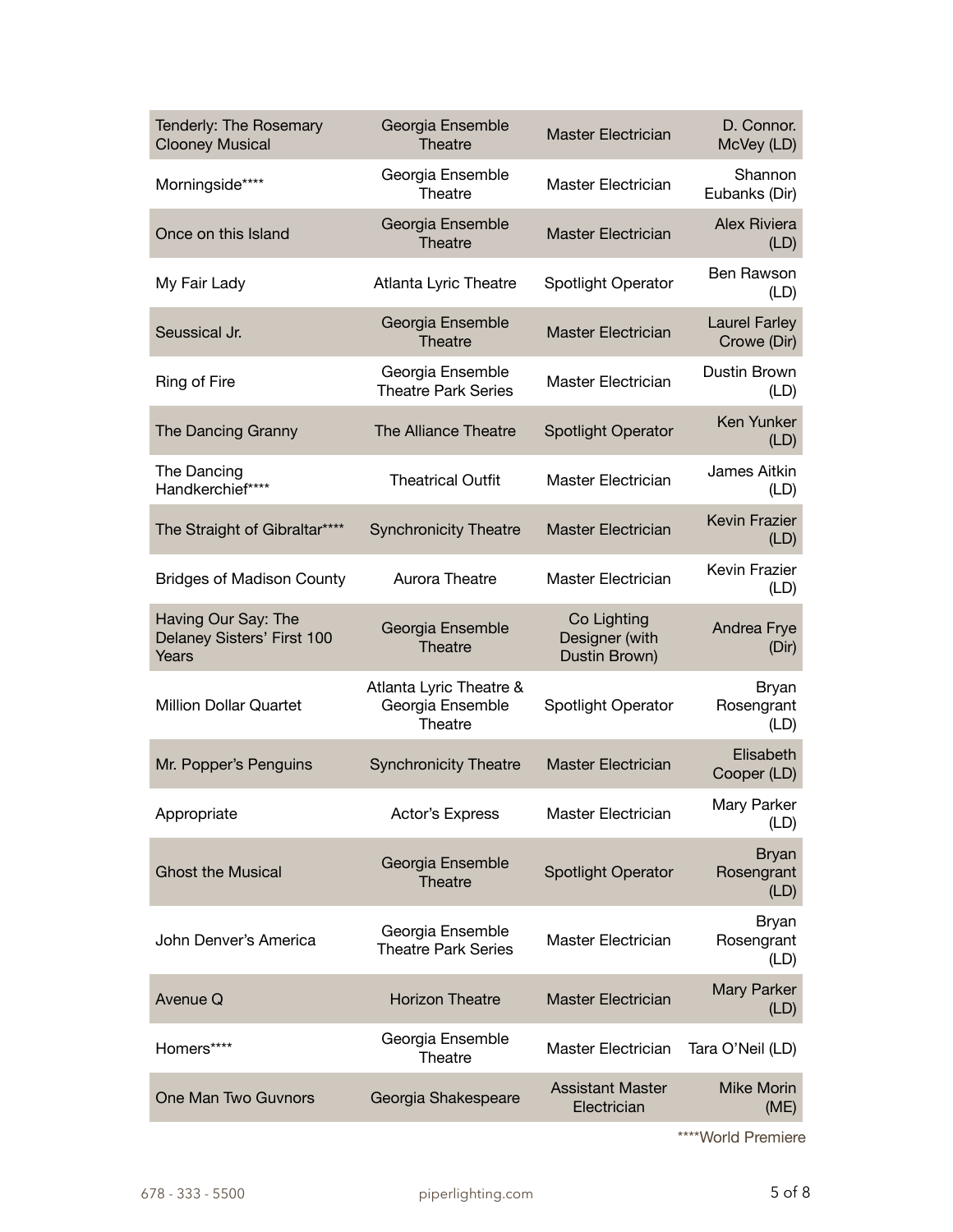| | | | |
|---|---|---|---|
| Tenderly: The Rosemary Clooney Musical | Georgia Ensemble Theatre | Master Electrician | D. Connor. McVey (LD) |
| Morningside**** | Georgia Ensemble Theatre | Master Electrician | Shannon Eubanks (Dir) |
| Once on this Island | Georgia Ensemble Theatre | Master Electrician | Alex Riviera (LD) |
| My Fair Lady | Atlanta Lyric Theatre | Spotlight Operator | Ben Rawson (LD) |
| Seussical Jr. | Georgia Ensemble Theatre | Master Electrician | Laurel Farley Crowe (Dir) |
| Ring of Fire | Georgia Ensemble Theatre Park Series | Master Electrician | Dustin Brown (LD) |
| The Dancing Granny | The Alliance Theatre | Spotlight Operator | Ken Yunker (LD) |
| The Dancing Handkerchief**** | Theatrical Outfit | Master Electrician | James Aitkin (LD) |
| The Straight of Gibraltar**** | Synchronicity Theatre | Master Electrician | Kevin Frazier (LD) |
| Bridges of Madison County | Aurora Theatre | Master Electrician | Kevin Frazier (LD) |
| Having Our Say: The Delaney Sisters' First 100 Years | Georgia Ensemble Theatre | Co Lighting Designer (with Dustin Brown) | Andrea Frye (Dir) |
| Million Dollar Quartet | Atlanta Lyric Theatre & Georgia Ensemble Theatre | Spotlight Operator | Bryan Rosengrant (LD) |
| Mr. Popper's Penguins | Synchronicity Theatre | Master Electrician | Elisabeth Cooper (LD) |
| Appropriate | Actor's Express | Master Electrician | Mary Parker (LD) |
| Ghost the Musical | Georgia Ensemble Theatre | Spotlight Operator | Bryan Rosengrant (LD) |
| John Denver's America | Georgia Ensemble Theatre Park Series | Master Electrician | Bryan Rosengrant (LD) |
| Avenue Q | Horizon Theatre | Master Electrician | Mary Parker (LD) |
| Homers**** | Georgia Ensemble Theatre | Master Electrician | Tara O'Neil (LD) |
| One Man Two Guvnors | Georgia Shakespeare | Assistant Master Electrician | Mike Morin (ME) |

****World Premiere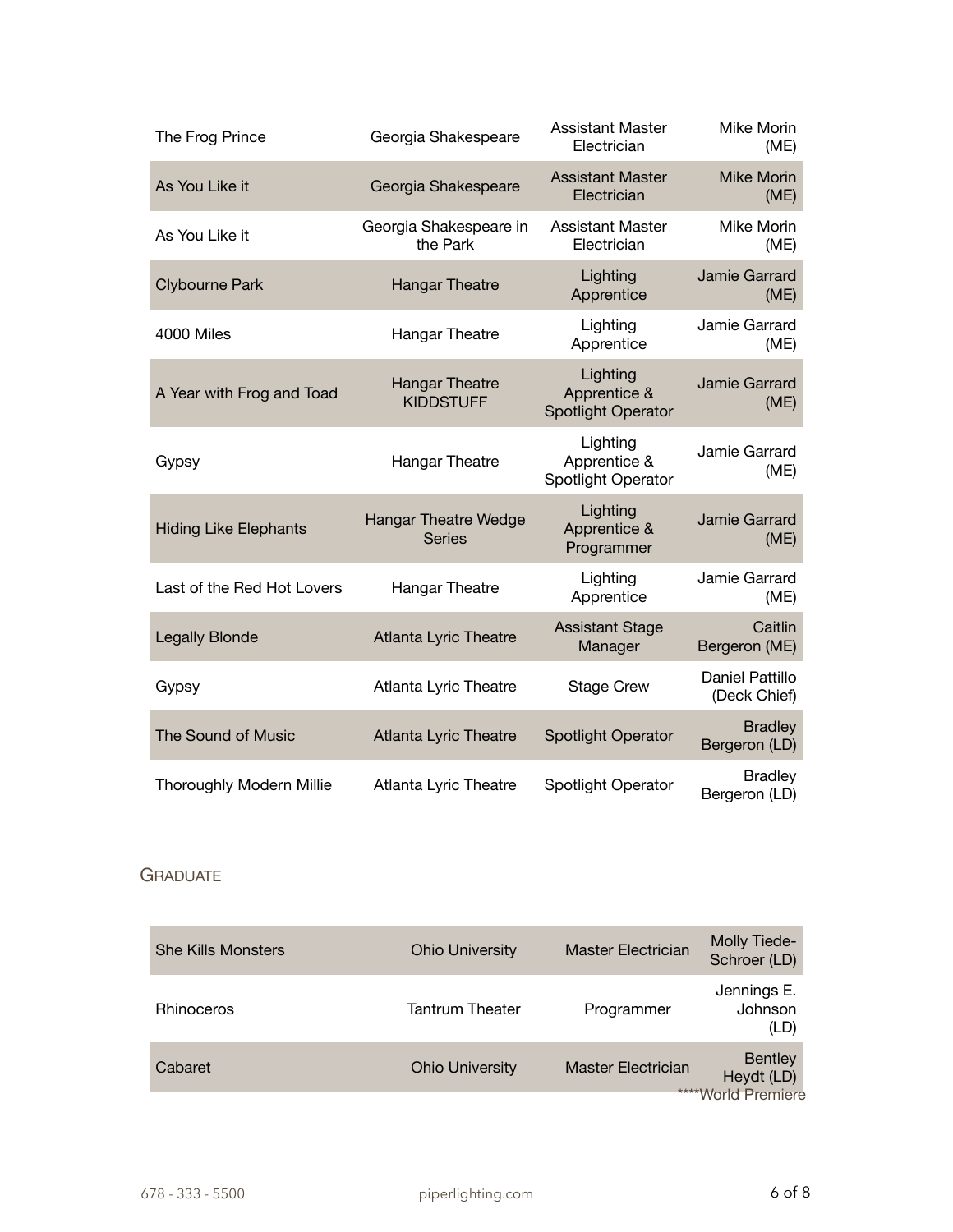| | | | |
|---|---|---|---|
| The Frog Prince | Georgia Shakespeare | Assistant Master Electrician | Mike Morin (ME) |
| As You Like it | Georgia Shakespeare | Assistant Master Electrician | Mike Morin (ME) |
| As You Like it | Georgia Shakespeare in the Park | Assistant Master Electrician | Mike Morin (ME) |
| Clybourne Park | Hangar Theatre | Lighting Apprentice | Jamie Garrard (ME) |
| 4000 Miles | Hangar Theatre | Lighting Apprentice | Jamie Garrard (ME) |
| A Year with Frog and Toad | Hangar Theatre KIDDSTUFF | Lighting Apprentice & Spotlight Operator | Jamie Garrard (ME) |
| Gypsy | Hangar Theatre | Lighting Apprentice & Spotlight Operator | Jamie Garrard (ME) |
| Hiding Like Elephants | Hangar Theatre Wedge Series | Lighting Apprentice & Programmer | Jamie Garrard (ME) |
| Last of the Red Hot Lovers | Hangar Theatre | Lighting Apprentice | Jamie Garrard (ME) |
| Legally Blonde | Atlanta Lyric Theatre | Assistant Stage Manager | Caitlin Bergeron (ME) |
| Gypsy | Atlanta Lyric Theatre | Stage Crew | Daniel Pattillo (Deck Chief) |
| The Sound of Music | Atlanta Lyric Theatre | Spotlight Operator | Bradley Bergeron (LD) |
| Thoroughly Modern Millie | Atlanta Lyric Theatre | Spotlight Operator | Bradley Bergeron (LD) |

### Graduate

| | | | |
|---|---|---|---|
| She Kills Monsters | Ohio University | Master Electrician | Molly Tiede-Schroer (LD) |
| Rhinoceros | Tantrum Theater | Programmer | Jennings E. Johnson (LD) |
| Cabaret | Ohio University | Master Electrician | Bentley Heydt (LD) |

****World Premiere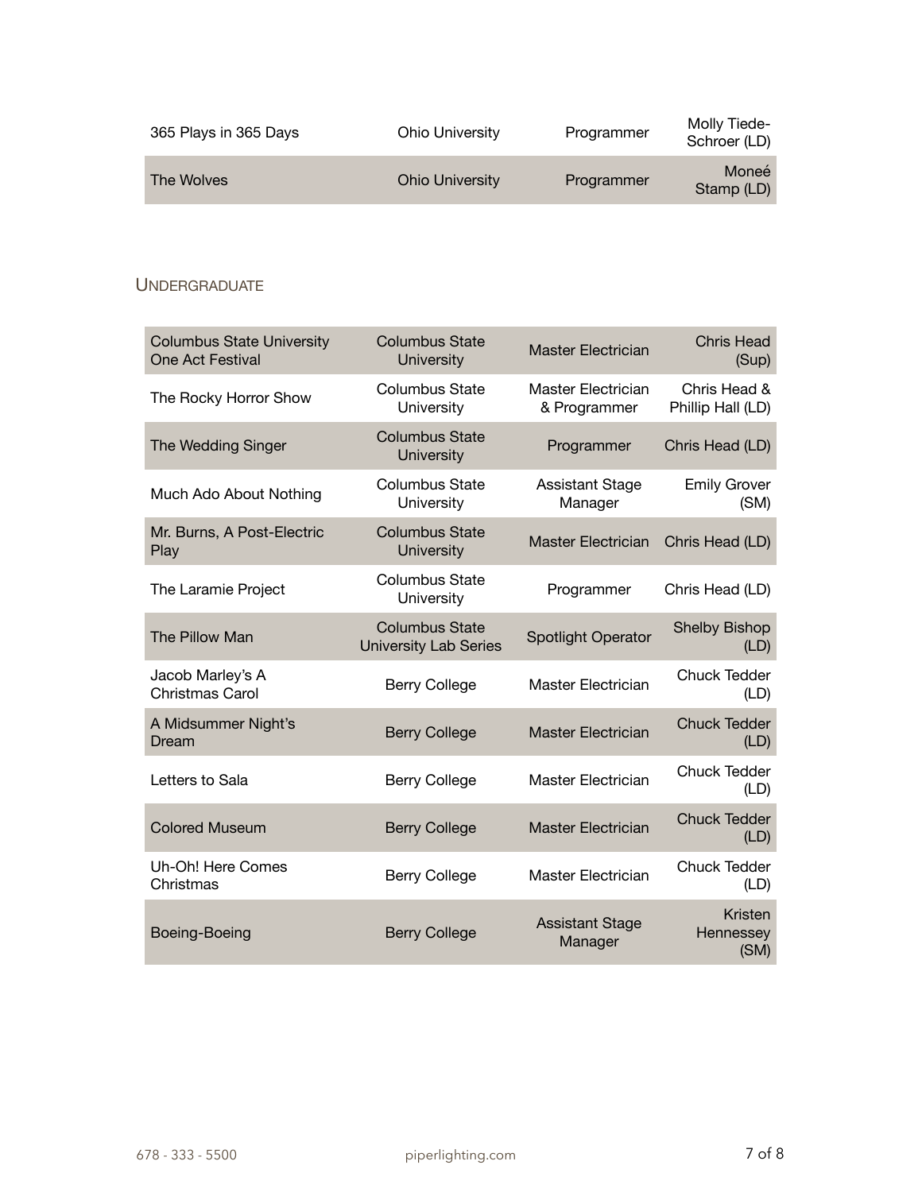| | | | |
|---|---|---|---|
| 365 Plays in 365 Days | Ohio University | Programmer | Molly Tiede-Schroer (LD) |
| The Wolves | Ohio University | Programmer | Moneé Stamp (LD) |

## Undergraduate

| | | | |
|---|---|---|---|
| Columbus State University One Act Festival | Columbus State University | Master Electrician | Chris Head (Sup) |
| The Rocky Horror Show | Columbus State University | Master Electrician & Programmer | Chris Head & Phillip Hall (LD) |
| The Wedding Singer | Columbus State University | Programmer | Chris Head (LD) |
| Much Ado About Nothing | Columbus State University | Assistant Stage Manager | Emily Grover (SM) |
| Mr. Burns, A Post-Electric Play | Columbus State University | Master Electrician | Chris Head (LD) |
| The Laramie Project | Columbus State University | Programmer | Chris Head (LD) |
| The Pillow Man | Columbus State University Lab Series | Spotlight Operator | Shelby Bishop (LD) |
| Jacob Marley's A Christmas Carol | Berry College | Master Electrician | Chuck Tedder (LD) |
| A Midsummer Night's Dream | Berry College | Master Electrician | Chuck Tedder (LD) |
| Letters to Sala | Berry College | Master Electrician | Chuck Tedder (LD) |
| Colored Museum | Berry College | Master Electrician | Chuck Tedder (LD) |
| Uh-Oh! Here Comes Christmas | Berry College | Master Electrician | Chuck Tedder (LD) |
| Boeing-Boeing | Berry College | Assistant Stage Manager | Kristen Hennessey (SM) |

678 - 333 - 5500 piperlighting.com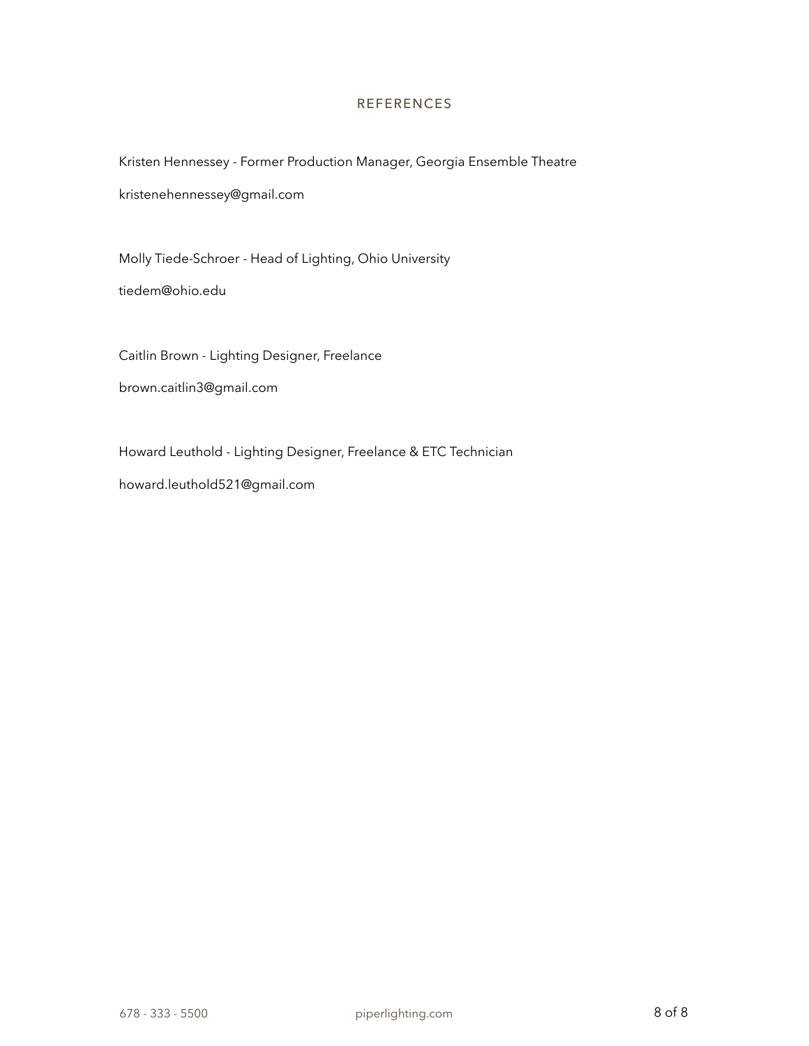## REFERENCES

Kristen Hennessey - Former Production Manager, Georgia Ensemble Theatre

kristenehennessey@gmail.com

Molly Tiede-Schroer - Head of Lighting, Ohio University

tiedem@ohio.edu

Caitlin Brown - Lighting Designer, Freelance

brown.caitlin3@gmail.com

Howard Leuthold - Lighting Designer, Freelance & ETC Technician

howard.leuthold521@gmail.com